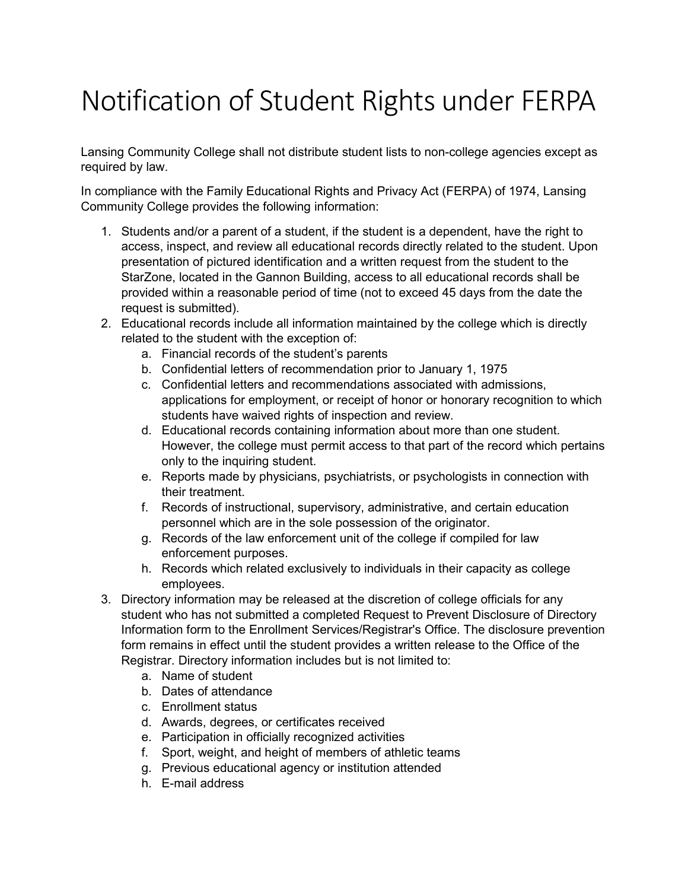# Notification of Student Rights under FERPA

Lansing Community College shall not distribute student lists to non-college agencies except as required by law.

In compliance with the Family Educational Rights and Privacy Act (FERPA) of 1974, Lansing Community College provides the following information:

1. Students and/or a parent of a student, if the student is a dependent, have the right to access, inspect, and review all educational records directly related to the student. Upon presentation of pictured identification and a written request from the student to the StarZone, located in the Gannon Building, access to all educational records shall be provided within a reasonable period of time (not to exceed 45 days from the date the request is submitted).
2. Educational records include all information maintained by the college which is directly related to the student with the exception of:
   a. Financial records of the student's parents
   b. Confidential letters of recommendation prior to January 1, 1975
   c. Confidential letters and recommendations associated with admissions, applications for employment, or receipt of honor or honorary recognition to which students have waived rights of inspection and review.
   d. Educational records containing information about more than one student. However, the college must permit access to that part of the record which pertains only to the inquiring student.
   e. Reports made by physicians, psychiatrists, or psychologists in connection with their treatment.
   f. Records of instructional, supervisory, administrative, and certain education personnel which are in the sole possession of the originator.
   g. Records of the law enforcement unit of the college if compiled for law enforcement purposes.
   h. Records which related exclusively to individuals in their capacity as college employees.
3. Directory information may be released at the discretion of college officials for any student who has not submitted a completed Request to Prevent Disclosure of Directory Information form to the Enrollment Services/Registrar's Office. The disclosure prevention form remains in effect until the student provides a written release to the Office of the Registrar. Directory information includes but is not limited to:
   a. Name of student
   b. Dates of attendance
   c. Enrollment status
   d. Awards, degrees, or certificates received
   e. Participation in officially recognized activities
   f. Sport, weight, and height of members of athletic teams
   g. Previous educational agency or institution attended
   h. E-mail address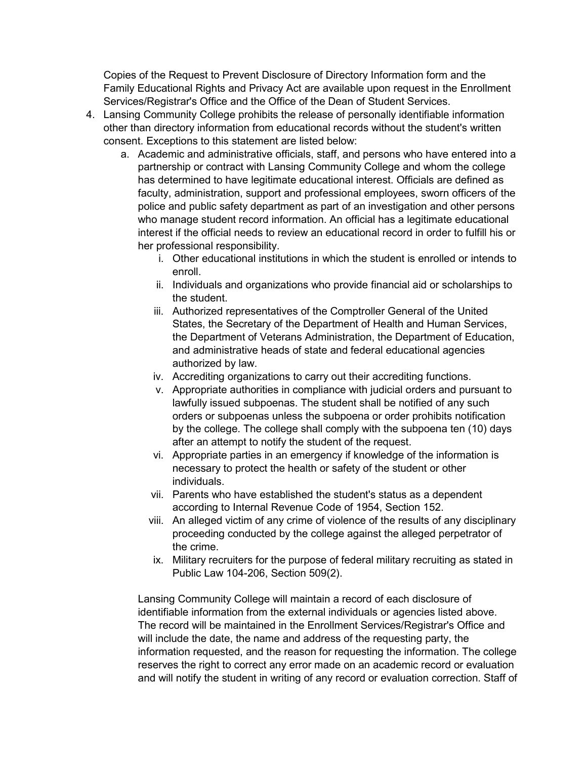Copies of the Request to Prevent Disclosure of Directory Information form and the Family Educational Rights and Privacy Act are available upon request in the Enrollment Services/Registrar's Office and the Office of the Dean of Student Services.

4. Lansing Community College prohibits the release of personally identifiable information other than directory information from educational records without the student's written consent. Exceptions to this statement are listed below:
   a. Academic and administrative officials, staff, and persons who have entered into a partnership or contract with Lansing Community College and whom the college has determined to have legitimate educational interest. Officials are defined as faculty, administration, support and professional employees, sworn officers of the police and public safety department as part of an investigation and other persons who manage student record information. An official has a legitimate educational interest if the official needs to review an educational record in order to fulfill his or her professional responsibility.
      i. Other educational institutions in which the student is enrolled or intends to enroll.
      ii. Individuals and organizations who provide financial aid or scholarships to the student.
      iii. Authorized representatives of the Comptroller General of the United States, the Secretary of the Department of Health and Human Services, the Department of Veterans Administration, the Department of Education, and administrative heads of state and federal educational agencies authorized by law.
      iv. Accrediting organizations to carry out their accrediting functions.
      v. Appropriate authorities in compliance with judicial orders and pursuant to lawfully issued subpoenas. The student shall be notified of any such orders or subpoenas unless the subpoena or order prohibits notification by the college. The college shall comply with the subpoena ten (10) days after an attempt to notify the student of the request.
      vi. Appropriate parties in an emergency if knowledge of the information is necessary to protect the health or safety of the student or other individuals.
      vii. Parents who have established the student's status as a dependent according to Internal Revenue Code of 1954, Section 152.
      viii. An alleged victim of any crime of violence of the results of any disciplinary proceeding conducted by the college against the alleged perpetrator of the crime.
      ix. Military recruiters for the purpose of federal military recruiting as stated in Public Law 104-206, Section 509(2).

   Lansing Community College will maintain a record of each disclosure of identifiable information from the external individuals or agencies listed above. The record will be maintained in the Enrollment Services/Registrar's Office and will include the date, the name and address of the requesting party, the information requested, and the reason for requesting the information. The college reserves the right to correct any error made on an academic record or evaluation and will notify the student in writing of any record or evaluation correction. Staff of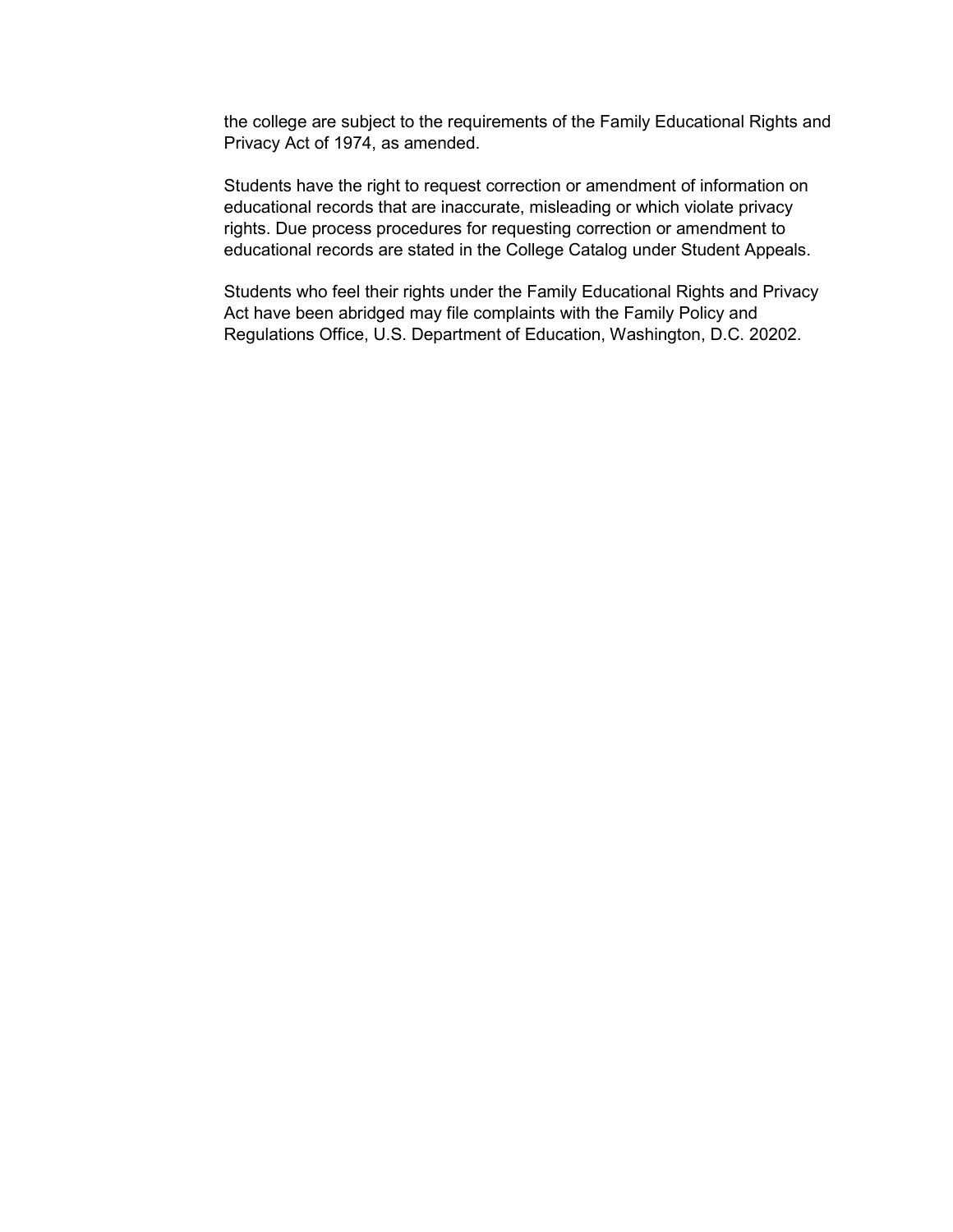the college are subject to the requirements of the Family Educational Rights and Privacy Act of 1974, as amended.

Students have the right to request correction or amendment of information on educational records that are inaccurate, misleading or which violate privacy rights. Due process procedures for requesting correction or amendment to educational records are stated in the College Catalog under Student Appeals.

Students who feel their rights under the Family Educational Rights and Privacy Act have been abridged may file complaints with the Family Policy and Regulations Office, U.S. Department of Education, Washington, D.C. 20202.